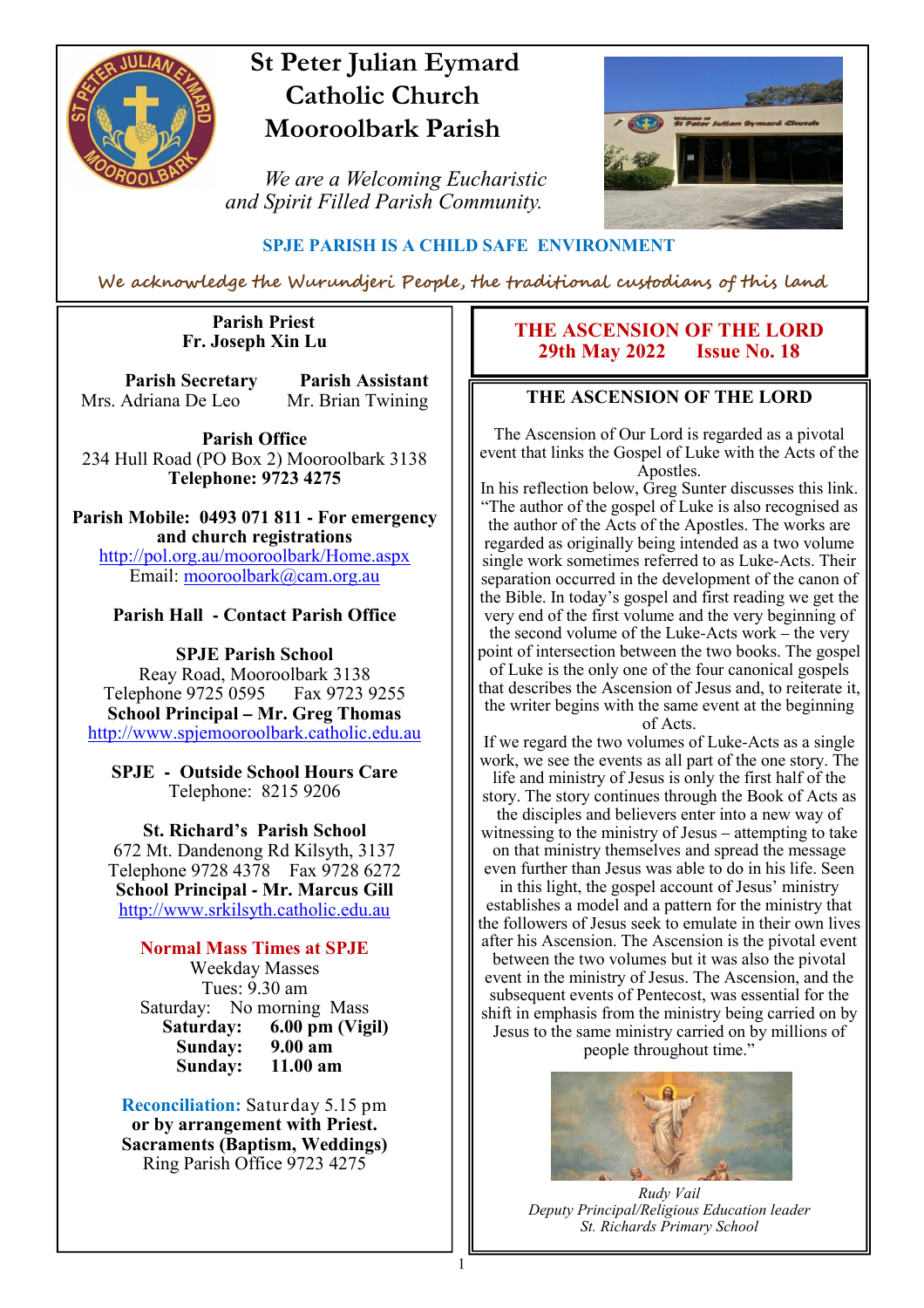# St Peter Julian Eymard Catholic Church Mooroolbark Parish

*We are a Welcoming Eucharistic and Spirit Filled Parish Community.*

**SPJE PARISH IS A CHILD SAFE ENVIRONMENT**

We acknowledge the Wurundjeri People, the traditional custodians of this land

**Parish Priest**
**Fr. Joseph Xin Lu**

**Parish Secretary**
Mrs. Adriana De Leo

**Parish Assistant**
Mr. Brian Twining

**Parish Office**
234 Hull Road (PO Box 2) Mooroolbark 3138
**Telephone: 9723 4275**

**Parish Mobile: 0493 071 811 - For emergency and church registrations**
http://pol.org.au/mooroolbark/Home.aspx
Email: mooroolbark@cam.org.au

**Parish Hall - Contact Parish Office**

**SPJE Parish School**
Reay Road, Mooroolbark 3138
Telephone 9725 0595 Fax 9723 9255
**School Principal – Mr. Greg Thomas**
http://www.spjemooroolbark.catholic.edu.au

**SPJE - Outside School Hours Care**
Telephone: 8215 9206

**St. Richard's Parish School**
672 Mt. Dandenong Rd Kilsyth, 3137
Telephone 9728 4378 Fax 9728 6272
**School Principal - Mr. Marcus Gill**
http://www.srkilsyth.catholic.edu.au

**Normal Mass Times at SPJE**
Weekday Masses
Tues: 9.30 am
Saturday: No morning Mass
**Saturday: 6.00 pm (Vigil)**
**Sunday: 9.00 am**
**Sunday: 11.00 am**

**Reconciliation:** Saturday 5.15 pm
**or by arrangement with Priest.**
**Sacraments (Baptism, Weddings)**
Ring Parish Office 9723 4275

## THE ASCENSION OF THE LORD
**29th May 2022 Issue No. 18**

### THE ASCENSION OF THE LORD

The Ascension of Our Lord is regarded as a pivotal event that links the Gospel of Luke with the Acts of the Apostles.

In his reflection below, Greg Sunter discusses this link. "The author of the gospel of Luke is also recognised as the author of the Acts of the Apostles. The works are regarded as originally being intended as a two volume single work sometimes referred to as Luke-Acts. Their separation occurred in the development of the canon of the Bible. In today's gospel and first reading we get the very end of the first volume and the very beginning of the second volume of the Luke-Acts work – the very point of intersection between the two books. The gospel of Luke is the only one of the four canonical gospels that describes the Ascension of Jesus and, to reiterate it, the writer begins with the same event at the beginning of Acts.

If we regard the two volumes of Luke-Acts as a single work, we see the events as all part of the one story. The life and ministry of Jesus is only the first half of the story. The story continues through the Book of Acts as the disciples and believers enter into a new way of witnessing to the ministry of Jesus – attempting to take on that ministry themselves and spread the message even further than Jesus was able to do in his life. Seen in this light, the gospel account of Jesus' ministry establishes a model and a pattern for the ministry that the followers of Jesus seek to emulate in their own lives after his Ascension. The Ascension is the pivotal event between the two volumes but it was also the pivotal event in the ministry of Jesus. The Ascension, and the subsequent events of Pentecost, was essential for the shift in emphasis from the ministry being carried on by Jesus to the same ministry carried on by millions of people throughout time."

*Rudy Vail*
*Deputy Principal/Religious Education leader*
*St. Richards Primary School*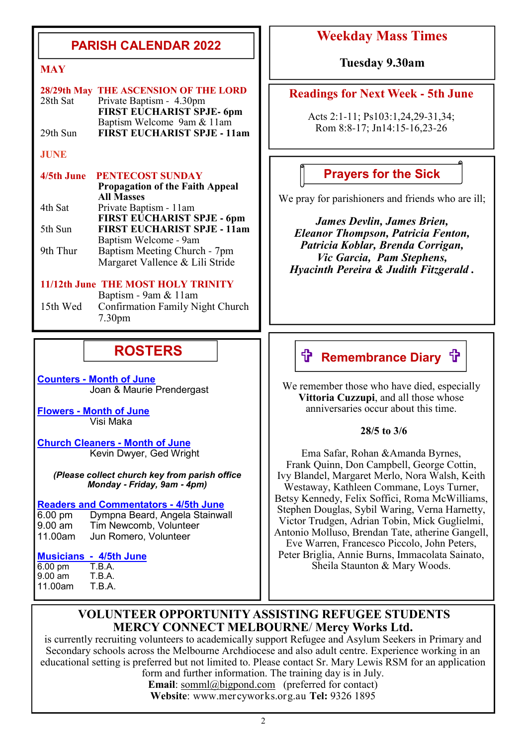## PARISH CALENDAR 2022

### MAY

**28/29th May THE ASCENSION OF THE LORD**

| | |
|---|---|
| 28th Sat | Private Baptism - 4.30pm |
| | **FIRST EUCHARIST SPJE- 6pm** |
| | Baptism Welcome 9am & 11am |
| 29th Sun | **FIRST EUCHARIST SPJE - 11am** |

### JUNE

**4/5th June PENTECOST SUNDAY**

**Propagation of the Faith Appeal All Masses**

| | |
|---|---|
| 4th Sat | Private Baptism - 11am |
| | **FIRST EUCHARIST SPJE - 6pm** |
| 5th Sun | **FIRST EUCHARIST SPJE - 11am** |
| | Baptism Welcome - 9am |
| 9th Thur | Baptism Meeting Church - 7pm |
| | Margaret Vallence & Lili Stride |

**11/12th June THE MOST HOLY TRINITY**

| | |
|---|---|
| | Baptism - 9am & 11am |
| 15th Wed | Confirmation Family Night Church 7.30pm |

## ROSTERS

**Counters - Month of June**
Joan & Maurie Prendergast

**Flowers - Month of June**
Visi Maka

**Church Cleaners - Month of June**
Kevin Dwyer, Ged Wright

***(Please collect church key from parish office Monday - Friday, 9am - 4pm)***

**Readers and Commentators - 4/5th June**

| | |
|---|---|
| 6.00 pm | Dympna Beard, Angela Stainwall |
| 9.00 am | Tim Newcomb, Volunteer |
| 11.00am | Jun Romero, Volunteer |

**Musicians - 4/5th June**

| | |
|---|---|
| 6.00 pm | T.B.A. |
| 9.00 am | T.B.A. |
| 11.00am | T.B.A. |

## Weekday Mass Times

**Tuesday 9.30am**

## Readings for Next Week - 5th June

Acts 2:1-11; Ps103:1,24,29-31,34; Rom 8:8-17; Jn14:15-16,23-26

## Prayers for the Sick

We pray for parishioners and friends who are ill;

***James Devlin, James Brien, Eleanor Thompson, Patricia Fenton, Patricia Koblar, Brenda Corrigan, Vic Garcia, Pam Stephens, Hyacinth Pereira & Judith Fitzgerald .***

## ✞ Remembrance Diary ✞

We remember those who have died, especially **Vittoria Cuzzupi**, and all those whose anniversaries occur about this time.

**28/5 to 3/6**

Ema Safar, Rohan &Amanda Byrnes, Frank Quinn, Don Campbell, George Cottin, Ivy Blandel, Margaret Merlo, Nora Walsh, Keith Westaway, Kathleen Commane, Loys Turner, Betsy Kennedy, Felix Soffici, Roma McWilliams, Stephen Douglas, Sybil Waring, Verna Harnetty, Victor Trudgen, Adrian Tobin, Mick Guglielmi, Antonio Molluso, Brendan Tate, atherine Gangell, Eve Warren, Francesco Piccolo, John Peters, Peter Briglia, Annie Burns, Immacolata Sainato, Sheila Staunton & Mary Woods.

## VOLUNTEER OPPORTUNITY ASSISTING REFUGEE STUDENTS MERCY CONNECT MELBOURNE/ Mercy Works Ltd.

is currently recruiting volunteers to academically support Refugee and Asylum Seekers in Primary and Secondary schools across the Melbourne Archdiocese and also adult centre. Experience working in an educational setting is preferred but not limited to. Please contact Sr. Mary Lewis RSM for an application form and further information. The training day is in July.

**Email**: somml@bigpond.com (preferred for contact)
**Website**: www.mercyworks.org.au **Tel:** 9326 1895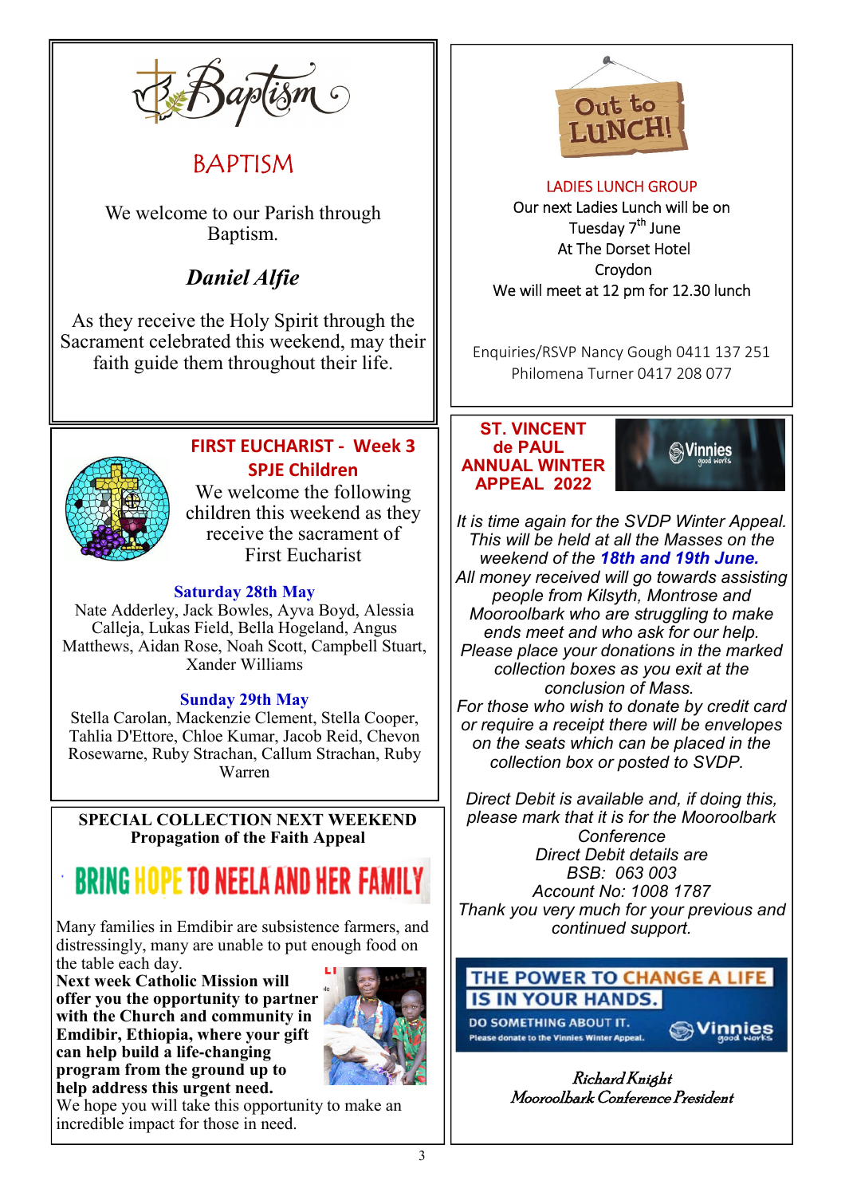# BAPTISM

We welcome to our Parish through Baptism.

***Daniel Alfie***

As they receive the Holy Spirit through the Sacrament celebrated this weekend, may their faith guide them throughout their life.

## FIRST EUCHARIST - Week 3 SPJE Children

We welcome the following children this weekend as they receive the sacrament of First Eucharist

**Saturday 28th May**

Nate Adderley, Jack Bowles, Ayva Boyd, Alessia Calleja, Lukas Field, Bella Hogeland, Angus Matthews, Aidan Rose, Noah Scott, Campbell Stuart, Xander Williams

**Sunday 29th May**

Stella Carolan, Mackenzie Clement, Stella Cooper, Tahlia D'Ettore, Chloe Kumar, Jacob Reid, Chevon Rosewarne, Ruby Strachan, Callum Strachan, Ruby Warren

## SPECIAL COLLECTION NEXT WEEKEND
**Propagation of the Faith Appeal**

**BRING HOPE TO NEELA AND HER FAMILY**

Many families in Emdibir are subsistence farmers, and distressingly, many are unable to put enough food on the table each day.

**Next week Catholic Mission will offer you the opportunity to partner with the Church and community in Emdibir, Ethiopia, where your gift can help build a life-changing program from the ground up to help address this urgent need.**

We hope you will take this opportunity to make an incredible impact for those in need.

## Out to LUNCH!

LADIES LUNCH GROUP

Our next Ladies Lunch will be on Tuesday 7th June
At The Dorset Hotel
Croydon
We will meet at 12 pm for 12.30 lunch

Enquiries/RSVP Nancy Gough 0411 137 251
Philomena Turner 0417 208 077

## ST. VINCENT de PAUL ANNUAL WINTER APPEAL 2022

*It is time again for the SVDP Winter Appeal. This will be held at all the Masses on the weekend of the* ***18th and 19th June.***
*All money received will go towards assisting people from Kilsyth, Montrose and Mooroolbark who are struggling to make ends meet and who ask for our help.*
*Please place your donations in the marked collection boxes as you exit at the conclusion of Mass.*
*For those who wish to donate by credit card or require a receipt there will be envelopes on the seats which can be placed in the collection box or posted to SVDP.*

*Direct Debit is available and, if doing this, please mark that it is for the Mooroolbark Conference*
*Direct Debit details are*
*BSB: 063 003*
*Account No: 1008 1787*
*Thank you very much for your previous and continued support.*

THE POWER TO CHANGE A LIFE IS IN YOUR HANDS.
DO SOMETHING ABOUT IT.
Please donate to the Vinnies Winter Appeal.
Vinnies good works

*Richard Knight*
*Mooroolbark Conference President*